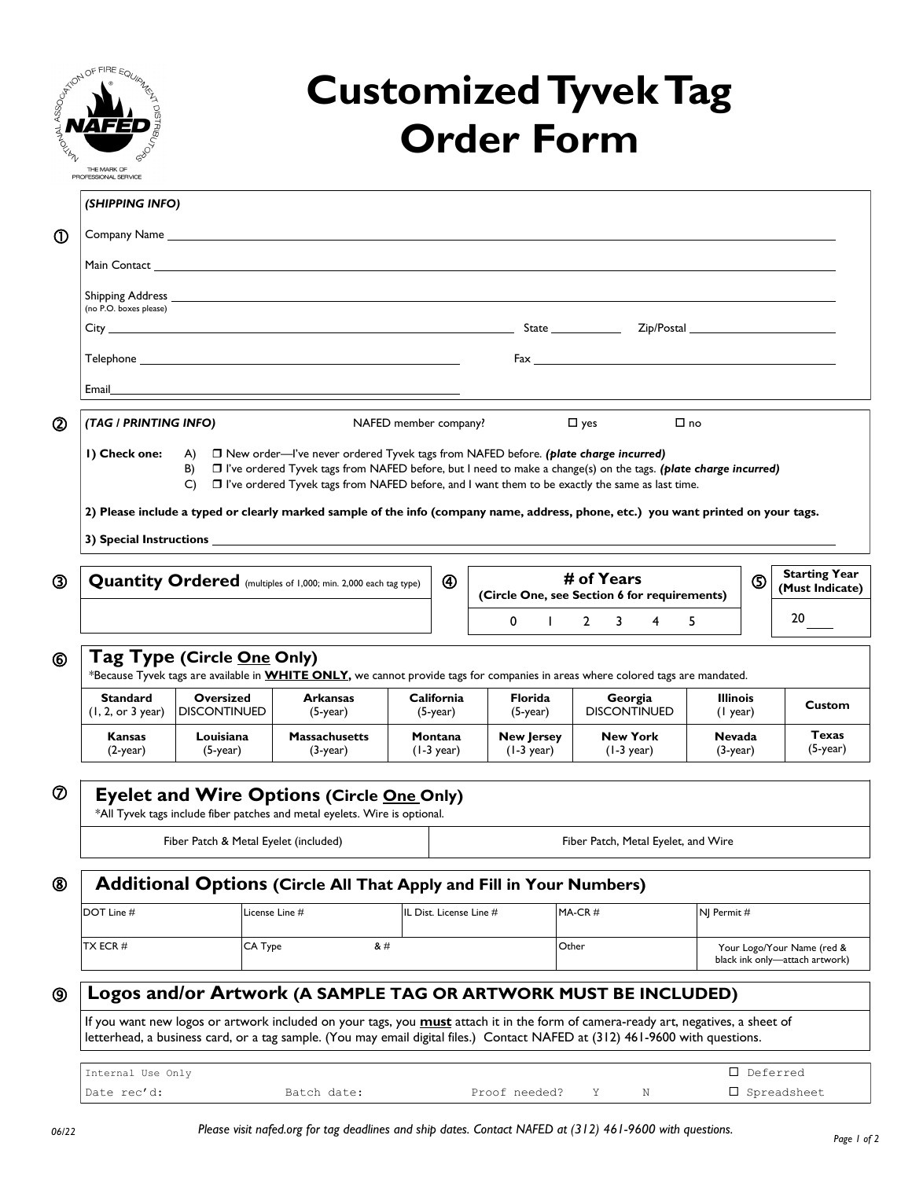# Customized Tyvek Tag Order Form

**①** *(SHIPPING INFO)*

Company Name ______________________________

Main Contact ______________________________

Shipping Address ______________________________
(no P.O. boxes please)

City ______________________________ State __________ Zip/Postal ______________

Telephone ______________________________ Fax ______________________________

Email ______________________________

**②** *(TAG / PRINTING INFO)* NAFED member company? ☐ yes ☐ no

**1) Check one:**
- A) ☐ New order—I've never ordered Tyvek tags from NAFED before. ***(plate charge incurred)***
- B) ☐ I've ordered Tyvek tags from NAFED before, but I need to make a change(s) on the tags. ***(plate charge incurred)***
- C) ☐ I've ordered Tyvek tags from NAFED before, and I want them to be exactly the same as last time.

**2) Please include a typed or clearly marked sample of the info (company name, address, phone, etc.) you want printed on your tags.**

**3) Special Instructions** ______________________________

| ③ **Quantity Ordered** (multiples of 1,000; min. 2,000 each tag type) | ④ **# of Years** (Circle One, see Section 6 for requirements) | ⑤ **Starting Year (Must Indicate)** |
|---|---|---|
| | 0 1 2 3 4 5 | 20____ |

## ⑥ Tag Type (Circle One Only)

*Because Tyvek tags are available in **WHITE ONLY**, we cannot provide tags for companies in areas where colored tags are mandated.

| **Standard** (1, 2, or 3 year) | **Oversized** DISCONTINUED | **Arkansas** (5-year) | **California** (5-year) | **Florida** (5-year) | **Georgia** DISCONTINUED | **Illinois** (1 year) | **Custom** |
|---|---|---|---|---|---|---|---|
| **Kansas** (2-year) | **Louisiana** (5-year) | **Massachusetts** (3-year) | **Montana** (1-3 year) | **New Jersey** (1-3 year) | **New York** (1-3 year) | **Nevada** (3-year) | **Texas** (5-year) |

## ⑦ Eyelet and Wire Options (Circle One Only)

*All Tyvek tags include fiber patches and metal eyelets. Wire is optional.

| Fiber Patch & Metal Eyelet (included) | Fiber Patch, Metal Eyelet, and Wire |
|---|---|

## ⑧ Additional Options (Circle All That Apply and Fill in Your Numbers)

| DOT Line # | License Line # | IL Dist. License Line # | MA-CR # | NJ Permit # |
|---|---|---|---|---|
| TX ECR # | CA Type & # | | Other | Your Logo/Your Name (red & black ink only—attach artwork) |

## ⑨ Logos and/or Artwork (A SAMPLE TAG OR ARTWORK MUST BE INCLUDED)

If you want new logos or artwork included on your tags, you **must** attach it in the form of camera-ready art, negatives, a sheet of letterhead, a business card, or a tag sample. (You may email digital files.) Contact NAFED at (312) 461-9600 with questions.

| Internal Use Only | | | ☐ Deferred |
|---|---|---|---|
| Date rec'd: | Batch date: | Proof needed? Y N | ☐ Spreadsheet |

06/22

*Please visit nafed.org for tag deadlines and ship dates. Contact NAFED at (312) 461-9600 with questions.*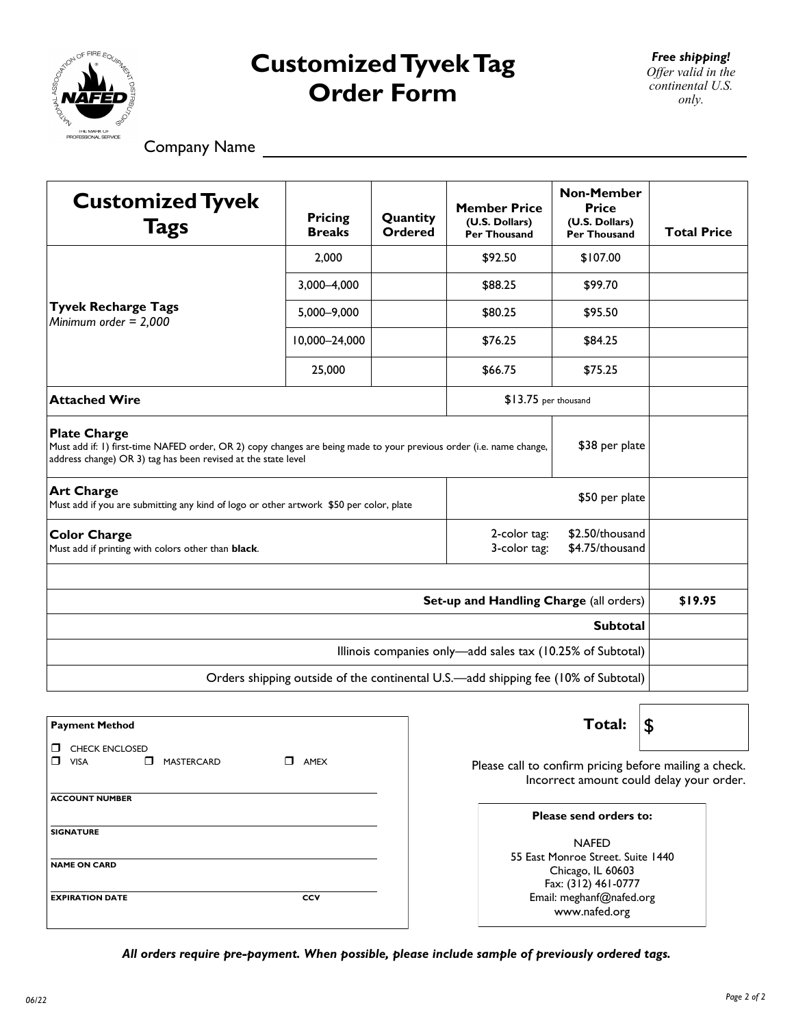# Customized Tyvek Tag Order Form

***Free shipping!***
*Offer valid in the continental U.S. only.*

Company Name ______________________________

| **Customized Tyvek Tags** | **Pricing Breaks** | **Quantity Ordered** | **Member Price** (U.S. Dollars) Per Thousand | **Non-Member Price** (U.S. Dollars) Per Thousand | **Total Price** |
|---|---|---|---|---|---|
| **Tyvek Recharge Tags** *Minimum order = 2,000* | 2,000 | | $92.50 | $107.00 | |
| | 3,000–4,000 | | $88.25 | $99.70 | |
| | 5,000–9,000 | | $80.25 | $95.50 | |
| | 10,000–24,000 | | $76.25 | $84.25 | |
| | 25,000 | | $66.75 | $75.25 | |
| **Attached Wire** | | | $13.75 per thousand | | |
| **Plate Charge** Must add if: 1) first-time NAFED order, OR 2) copy changes are being made to your previous order (i.e. name change, address change) OR 3) tag has been revised at the state level | | | | $38 per plate | |
| **Art Charge** Must add if you are submitting any kind of logo or other artwork $50 per color, plate | | | $50 per plate | | |
| **Color Charge** Must add if printing with colors other than **black**. | | | 2-color tag: $2.50/thousand 3-color tag: $4.75/thousand | | |
| | | | | | |
| **Set-up and Handling Charge** (all orders) | | | | | **$19.95** |
| **Subtotal** | | | | | |
| Illinois companies only—add sales tax (10.25% of Subtotal) | | | | | |
| Orders shipping outside of the continental U.S.—add shipping fee (10% of Subtotal) | | | | | |

**Payment Method**

- ❐ CHECK ENCLOSED
- ❐ VISA ❐ MASTERCARD ❐ AMEX

**ACCOUNT NUMBER** ______________________________

**SIGNATURE** ______________________________

**NAME ON CARD** ______________________________

**EXPIRATION DATE** ______________________________ **CCV** __________

**Total:** $

Please call to confirm pricing before mailing a check. Incorrect amount could delay your order.

**Please send orders to:**

NAFED
55 East Monroe Street. Suite 1440
Chicago, IL 60603
Fax: (312) 461-0777
Email: meghanf@nafed.org
www.nafed.org

***All orders require pre-payment. When possible, please include sample of previously ordered tags.***

06/22